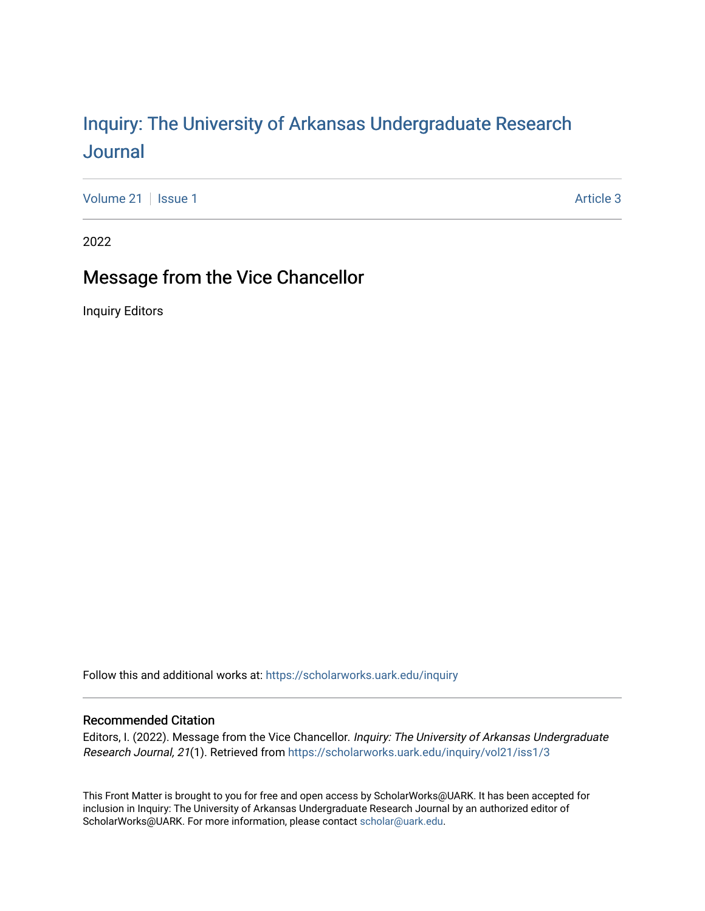# Inquiry: The University of Arkansas Undergraduate Research Journal

Volume 21 | Issue 1 | Article 3

2022

## Message from the Vice Chancellor

Inquiry Editors

Follow this and additional works at: https://scholarworks.uark.edu/inquiry

### Recommended Citation

Editors, I. (2022). Message from the Vice Chancellor. *Inquiry: The University of Arkansas Undergraduate Research Journal, 21*(1). Retrieved from https://scholarworks.uark.edu/inquiry/vol21/iss1/3

This Front Matter is brought to you for free and open access by ScholarWorks@UARK. It has been accepted for inclusion in Inquiry: The University of Arkansas Undergraduate Research Journal by an authorized editor of ScholarWorks@UARK. For more information, please contact scholar@uark.edu.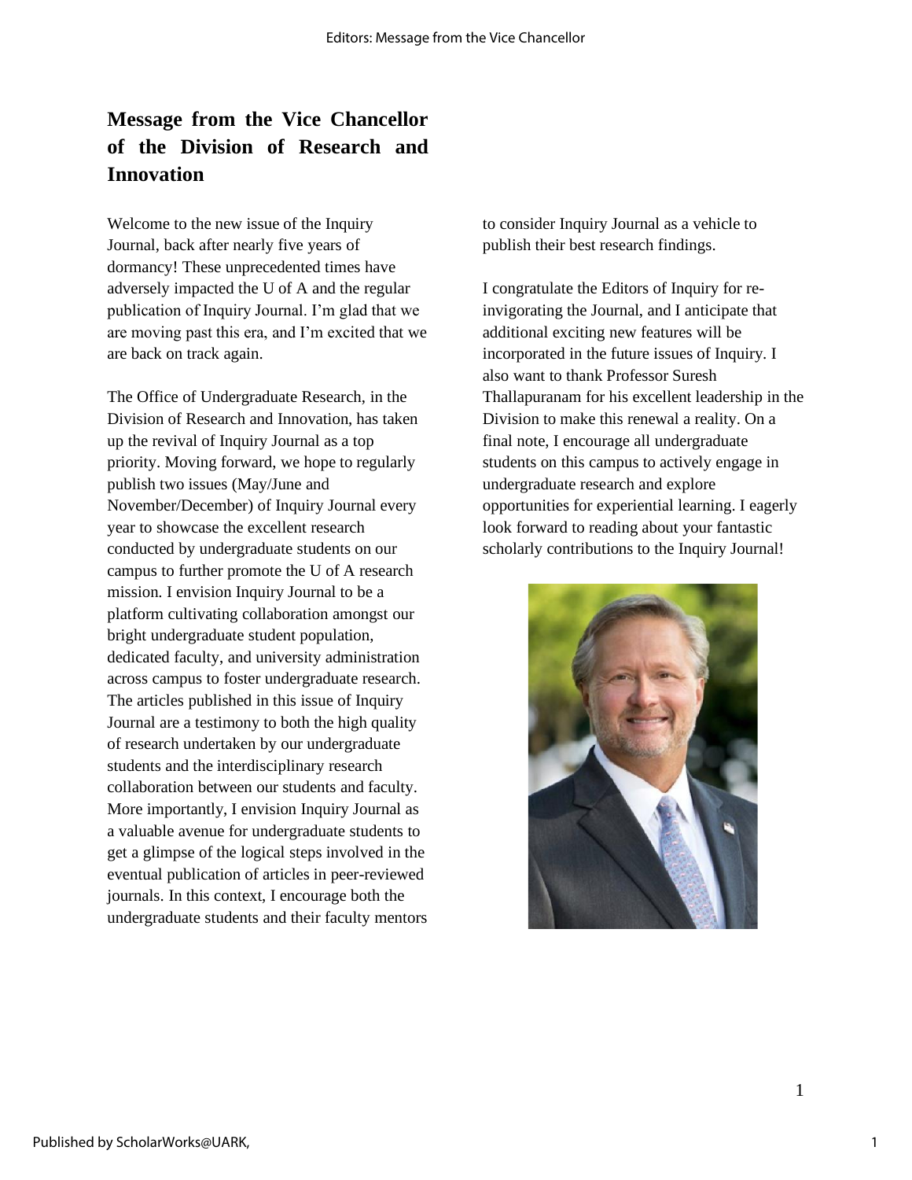# Message from the Vice Chancellor of the Division of Research and Innovation

Welcome to the new issue of the Inquiry Journal, back after nearly five years of dormancy! These unprecedented times have adversely impacted the U of A and the regular publication of Inquiry Journal. I'm glad that we are moving past this era, and I'm excited that we are back on track again.

The Office of Undergraduate Research, in the Division of Research and Innovation, has taken up the revival of Inquiry Journal as a top priority. Moving forward, we hope to regularly publish two issues (May/June and November/December) of Inquiry Journal every year to showcase the excellent research conducted by undergraduate students on our campus to further promote the U of A research mission. I envision Inquiry Journal to be a platform cultivating collaboration amongst our bright undergraduate student population, dedicated faculty, and university administration across campus to foster undergraduate research. The articles published in this issue of Inquiry Journal are a testimony to both the high quality of research undertaken by our undergraduate students and the interdisciplinary research collaboration between our students and faculty. More importantly, I envision Inquiry Journal as a valuable avenue for undergraduate students to get a glimpse of the logical steps involved in the eventual publication of articles in peer-reviewed journals. In this context, I encourage both the undergraduate students and their faculty mentors to consider Inquiry Journal as a vehicle to publish their best research findings.

I congratulate the Editors of Inquiry for re-invigorating the Journal, and I anticipate that additional exciting new features will be incorporated in the future issues of Inquiry. I also want to thank Professor Suresh Thallapuranam for his excellent leadership in the Division to make this renewal a reality. On a final note, I encourage all undergraduate students on this campus to actively engage in undergraduate research and explore opportunities for experiential learning. I eagerly look forward to reading about your fantastic scholarly contributions to the Inquiry Journal!